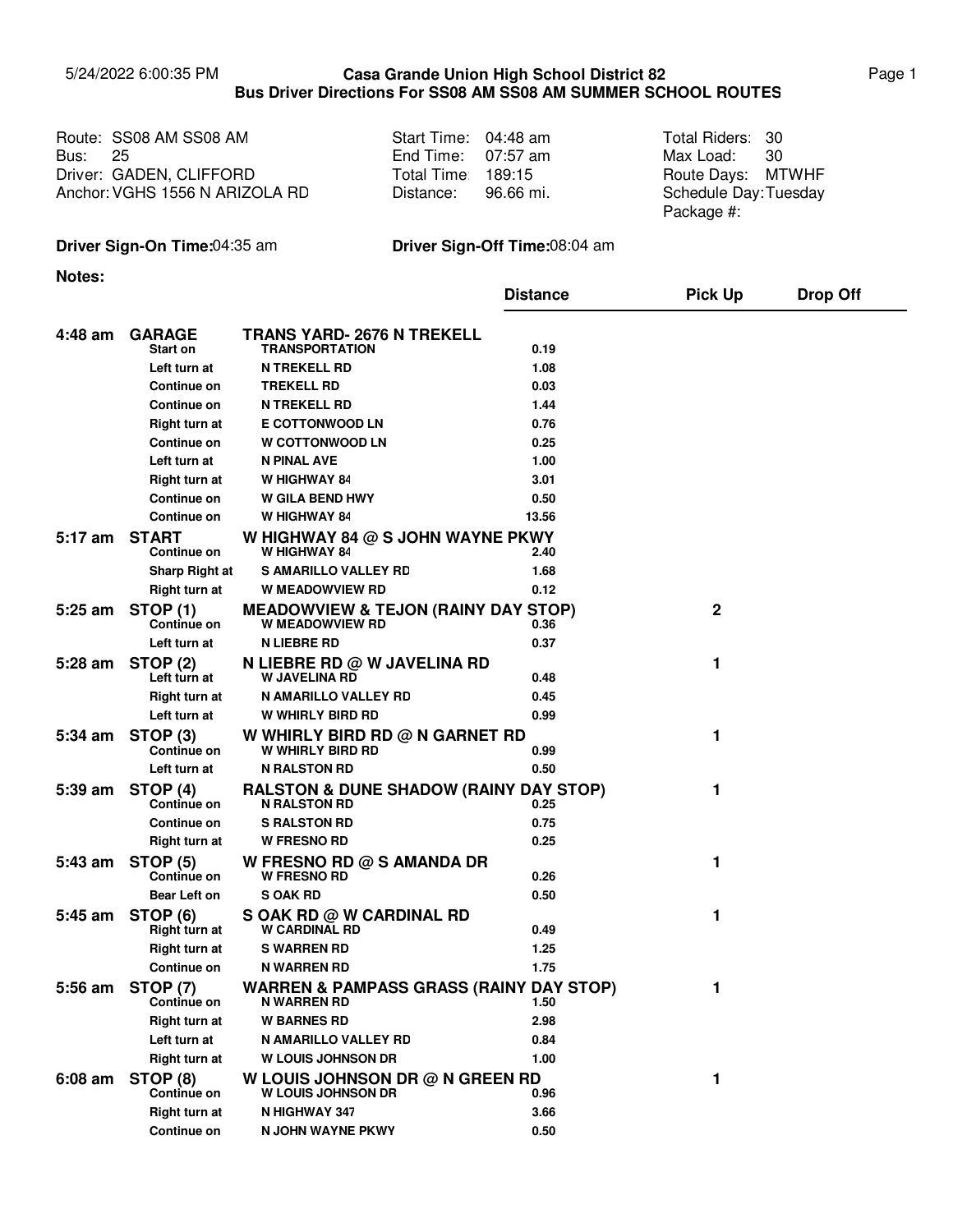# Casa Grande Union High School District 82
## Bus Driver Directions For SS08 AM SS08 AM SUMMER SCHOOL ROUTES

5/24/2022 6:00:35 PM

| | | | | | |
|---|---|---|---|---|---|
| Route: | SS08 AM SS08 AM | Start Time: | 04:48 am | Total Riders: | 30 |
| Bus: | 25 | End Time: | 07:57 am | Max Load: | 30 |
| Driver: | GADEN, CLIFFORD | Total Time: | 189:15 | Route Days: | MTWHF |
| Anchor: | VGHS 1556 N ARIZOLA RD | Distance: | 96.66 mi. | Schedule Day: | Tuesday |
| | | | | Package #: | |

**Driver Sign-On Time:** 04:35 am

**Driver Sign-Off Time:** 08:04 am

**Notes:**

| Time | Type | Location | Distance | Pick Up | Drop Off |
|---|---|---|---|---|---|
| **4:48 am** | **GARAGE** | **TRANS YARD- 2676 N TREKELL** | | | |
| | Start on | TRANSPORTATION | 0.19 | | |
| | Left turn at | N TREKELL RD | 1.08 | | |
| | Continue on | TREKELL RD | 0.03 | | |
| | Continue on | N TREKELL RD | 1.44 | | |
| | Right turn at | E COTTONWOOD LN | 0.76 | | |
| | Continue on | W COTTONWOOD LN | 0.25 | | |
| | Left turn at | N PINAL AVE | 1.00 | | |
| | Right turn at | W HIGHWAY 84 | 3.01 | | |
| | Continue on | W GILA BEND HWY | 0.50 | | |
| | Continue on | W HIGHWAY 84 | 13.56 | | |
| **5:17 am** | **START** | **W HIGHWAY 84 @ S JOHN WAYNE PKWY** | | | |
| | Continue on | W HIGHWAY 84 | 2.40 | | |
| | Sharp Right at | S AMARILLO VALLEY RD | 1.68 | | |
| | Right turn at | W MEADOWVIEW RD | 0.12 | | |
| **5:25 am** | **STOP (1)** | **MEADOWVIEW & TEJON (RAINY DAY STOP)** | | 2 | |
| | Continue on | W MEADOWVIEW RD | 0.36 | | |
| | Left turn at | N LIEBRE RD | 0.37 | | |
| **5:28 am** | **STOP (2)** | **N LIEBRE RD @ W JAVELINA RD** | | 1 | |
| | Left turn at | W JAVELINA RD | 0.48 | | |
| | Right turn at | N AMARILLO VALLEY RD | 0.45 | | |
| | Left turn at | W WHIRLY BIRD RD | 0.99 | | |
| **5:34 am** | **STOP (3)** | **W WHIRLY BIRD RD @ N GARNET RD** | | 1 | |
| | Continue on | W WHIRLY BIRD RD | 0.99 | | |
| | Left turn at | N RALSTON RD | 0.50 | | |
| **5:39 am** | **STOP (4)** | **RALSTON & DUNE SHADOW (RAINY DAY STOP)** | | 1 | |
| | Continue on | N RALSTON RD | 0.25 | | |
| | Continue on | S RALSTON RD | 0.75 | | |
| | Right turn at | W FRESNO RD | 0.25 | | |
| **5:43 am** | **STOP (5)** | **W FRESNO RD @ S AMANDA DR** | | 1 | |
| | Continue on | W FRESNO RD | 0.26 | | |
| | Bear Left on | S OAK RD | 0.50 | | |
| **5:45 am** | **STOP (6)** | **S OAK RD @ W CARDINAL RD** | | 1 | |
| | Right turn at | W CARDINAL RD | 0.49 | | |
| | Right turn at | S WARREN RD | 1.25 | | |
| | Continue on | N WARREN RD | 1.75 | | |
| **5:56 am** | **STOP (7)** | **WARREN & PAMPASS GRASS (RAINY DAY STOP)** | | 1 | |
| | Continue on | N WARREN RD | 1.50 | | |
| | Right turn at | W BARNES RD | 2.98 | | |
| | Left turn at | N AMARILLO VALLEY RD | 0.84 | | |
| | Right turn at | W LOUIS JOHNSON DR | 1.00 | | |
| **6:08 am** | **STOP (8)** | **W LOUIS JOHNSON DR @ N GREEN RD** | | 1 | |
| | Continue on | W LOUIS JOHNSON DR | 0.96 | | |
| | Right turn at | N HIGHWAY 347 | 3.66 | | |
| | Continue on | N JOHN WAYNE PKWY | 0.50 | | |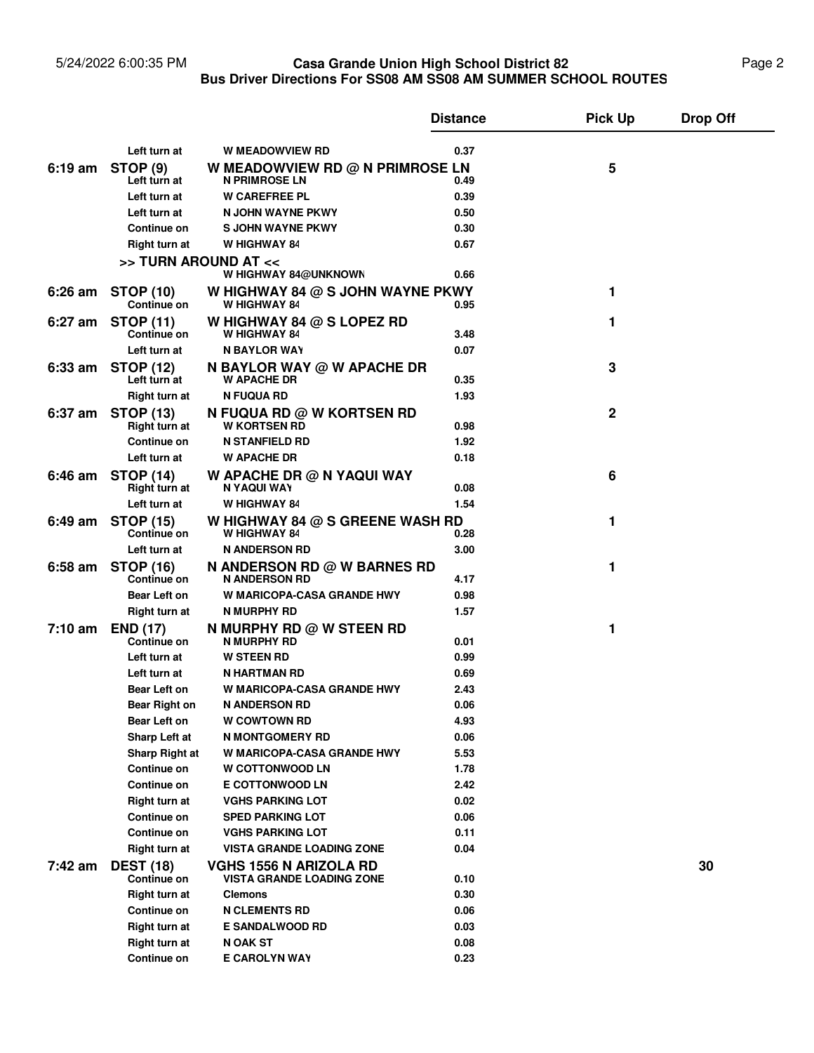# Casa Grande Union High School District 82

## Bus Driver Directions For SS08 AM SS08 AM SUMMER SCHOOL ROUTES

| Time | Stop / Direction | Location | Distance | Pick Up | Drop Off |
|---|---|---|---|---|---|
| | Left turn at | W MEADOWVIEW RD | 0.37 | | |
| 6:19 am | STOP (9) | W MEADOWVIEW RD @ N PRIMROSE LN | | 5 | |
| | Left turn at | N PRIMROSE LN | 0.49 | | |
| | Left turn at | W CAREFREE PL | 0.39 | | |
| | Left turn at | N JOHN WAYNE PKWY | 0.50 | | |
| | Continue on | S JOHN WAYNE PKWY | 0.30 | | |
| | Right turn at | W HIGHWAY 84 | 0.67 | | |
| | >> TURN AROUND AT << | W HIGHWAY 84@UNKNOWN | 0.66 | | |
| 6:26 am | STOP (10) | W HIGHWAY 84 @ S JOHN WAYNE PKWY | | 1 | |
| | Continue on | W HIGHWAY 84 | 0.95 | | |
| 6:27 am | STOP (11) | W HIGHWAY 84 @ S LOPEZ RD | | 1 | |
| | Continue on | W HIGHWAY 84 | 3.48 | | |
| | Left turn at | N BAYLOR WAY | 0.07 | | |
| 6:33 am | STOP (12) | N BAYLOR WAY @ W APACHE DR | | 3 | |
| | Left turn at | W APACHE DR | 0.35 | | |
| | Right turn at | N FUQUA RD | 1.93 | | |
| 6:37 am | STOP (13) | N FUQUA RD @ W KORTSEN RD | | 2 | |
| | Right turn at | W KORTSEN RD | 0.98 | | |
| | Continue on | N STANFIELD RD | 1.92 | | |
| | Left turn at | W APACHE DR | 0.18 | | |
| 6:46 am | STOP (14) | W APACHE DR @ N YAQUI WAY | | 6 | |
| | Right turn at | N YAQUI WAY | 0.08 | | |
| | Left turn at | W HIGHWAY 84 | 1.54 | | |
| 6:49 am | STOP (15) | W HIGHWAY 84 @ S GREENE WASH RD | | 1 | |
| | Continue on | W HIGHWAY 84 | 0.28 | | |
| | Left turn at | N ANDERSON RD | 3.00 | | |
| 6:58 am | STOP (16) | N ANDERSON RD @ W BARNES RD | | 1 | |
| | Continue on | N ANDERSON RD | 4.17 | | |
| | Bear Left on | W MARICOPA-CASA GRANDE HWY | 0.98 | | |
| | Right turn at | N MURPHY RD | 1.57 | | |
| 7:10 am | END (17) | N MURPHY RD @ W STEEN RD | | 1 | |
| | Continue on | N MURPHY RD | 0.01 | | |
| | Left turn at | W STEEN RD | 0.99 | | |
| | Left turn at | N HARTMAN RD | 0.69 | | |
| | Bear Left on | W MARICOPA-CASA GRANDE HWY | 2.43 | | |
| | Bear Right on | N ANDERSON RD | 0.06 | | |
| | Bear Left on | W COWTOWN RD | 4.93 | | |
| | Sharp Left at | N MONTGOMERY RD | 0.06 | | |
| | Sharp Right at | W MARICOPA-CASA GRANDE HWY | 5.53 | | |
| | Continue on | W COTTONWOOD LN | 1.78 | | |
| | Continue on | E COTTONWOOD LN | 2.42 | | |
| | Right turn at | VGHS PARKING LOT | 0.02 | | |
| | Continue on | SPED PARKING LOT | 0.06 | | |
| | Continue on | VGHS PARKING LOT | 0.11 | | |
| | Right turn at | VISTA GRANDE LOADING ZONE | 0.04 | | |
| 7:42 am | DEST (18) | VGHS 1556 N ARIZOLA RD | | | 30 |
| | Continue on | VISTA GRANDE LOADING ZONE | 0.10 | | |
| | Right turn at | Clemons | 0.30 | | |
| | Continue on | N CLEMENTS RD | 0.06 | | |
| | Right turn at | E SANDALWOOD RD | 0.03 | | |
| | Right turn at | N OAK ST | 0.08 | | |
| | Continue on | E CAROLYN WAY | 0.23 | | |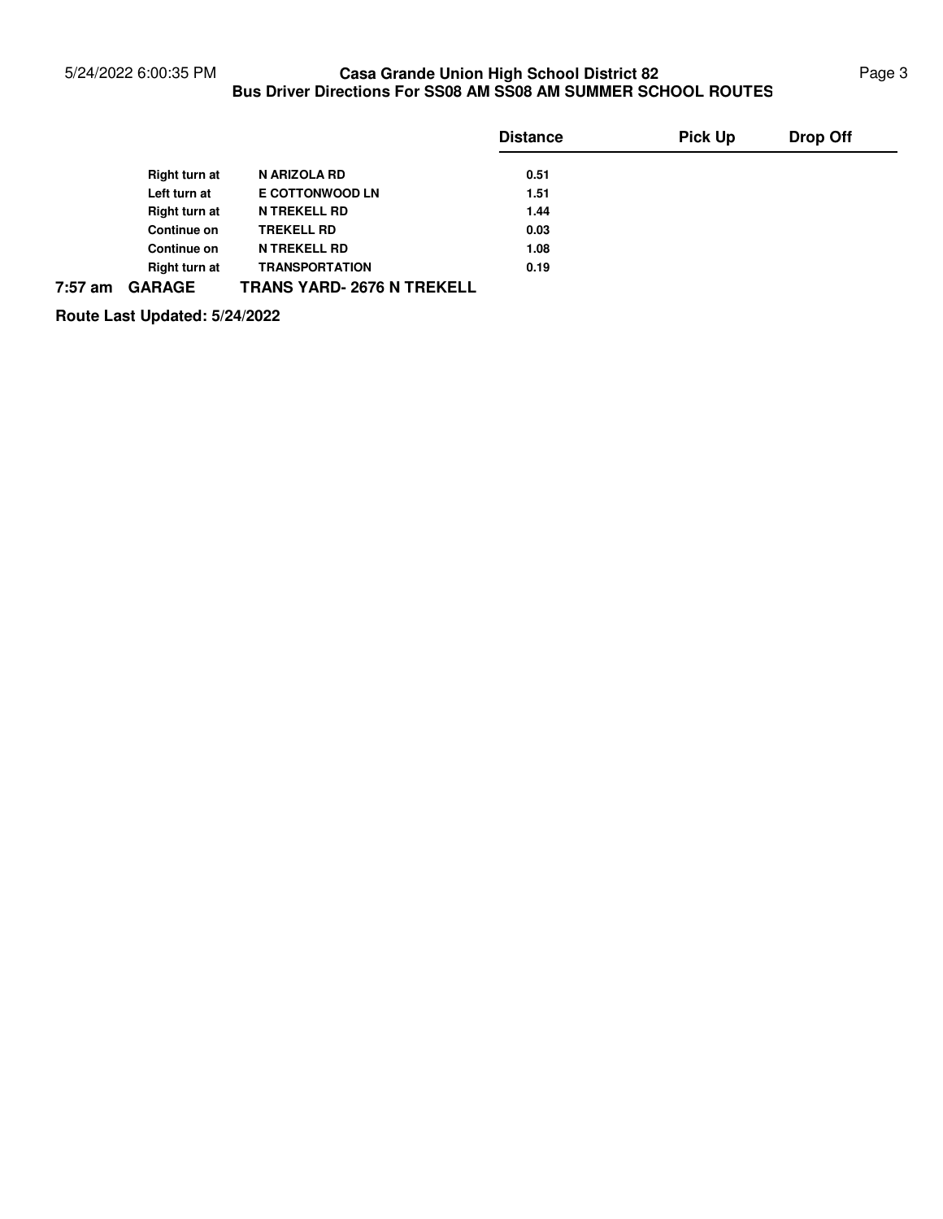| | | | Distance | Pick Up | Drop Off |
|---|---|---|---|---|---|
| | Right turn at | N ARIZOLA RD | 0.51 | | |
| | Left turn at | E COTTONWOOD LN | 1.51 | | |
| | Right turn at | N TREKELL RD | 1.44 | | |
| | Continue on | TREKELL RD | 0.03 | | |
| | Continue on | N TREKELL RD | 1.08 | | |
| | Right turn at | TRANSPORTATION | 0.19 | | |
| **7:57 am** | **GARAGE** | **TRANS YARD- 2676 N TREKELL** | | | |

**Route Last Updated: 5/24/2022**